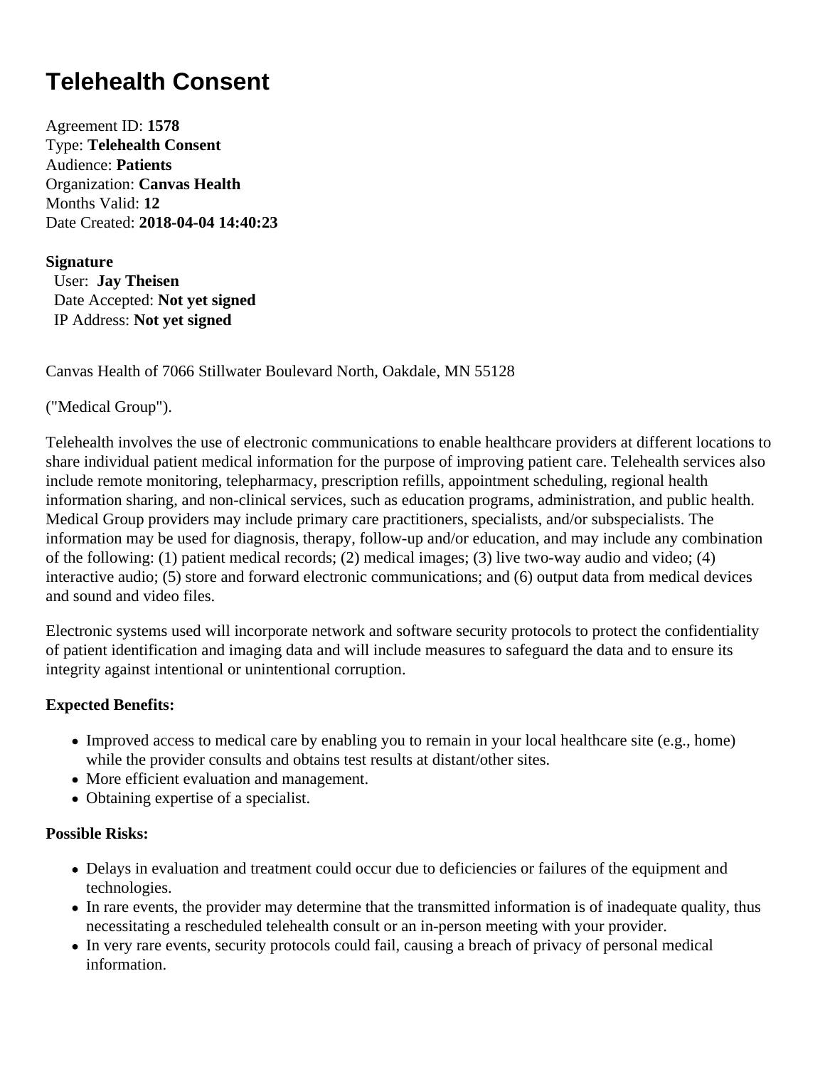# Telehealth Consent

Agreement ID: **1578**
Type: **Telehealth Consent**
Audience: **Patients**
Organization: **Canvas Health**
Months Valid: **12**
Date Created: **2018-04-04 14:40:23**

**Signature**
User: **Jay Theisen**
Date Accepted: **Not yet signed**
IP Address: **Not yet signed**

Canvas Health of 7066 Stillwater Boulevard North, Oakdale, MN 55128

("Medical Group").

Telehealth involves the use of electronic communications to enable healthcare providers at different locations to share individual patient medical information for the purpose of improving patient care. Telehealth services also include remote monitoring, telepharmacy, prescription refills, appointment scheduling, regional health information sharing, and non-clinical services, such as education programs, administration, and public health. Medical Group providers may include primary care practitioners, specialists, and/or subspecialists. The information may be used for diagnosis, therapy, follow-up and/or education, and may include any combination of the following: (1) patient medical records; (2) medical images; (3) live two-way audio and video; (4) interactive audio; (5) store and forward electronic communications; and (6) output data from medical devices and sound and video files.

Electronic systems used will incorporate network and software security protocols to protect the confidentiality of patient identification and imaging data and will include measures to safeguard the data and to ensure its integrity against intentional or unintentional corruption.

**Expected Benefits:**

- Improved access to medical care by enabling you to remain in your local healthcare site (e.g., home) while the provider consults and obtains test results at distant/other sites.
- More efficient evaluation and management.
- Obtaining expertise of a specialist.

**Possible Risks:**

- Delays in evaluation and treatment could occur due to deficiencies or failures of the equipment and technologies.
- In rare events, the provider may determine that the transmitted information is of inadequate quality, thus necessitating a rescheduled telehealth consult or an in-person meeting with your provider.
- In very rare events, security protocols could fail, causing a breach of privacy of personal medical information.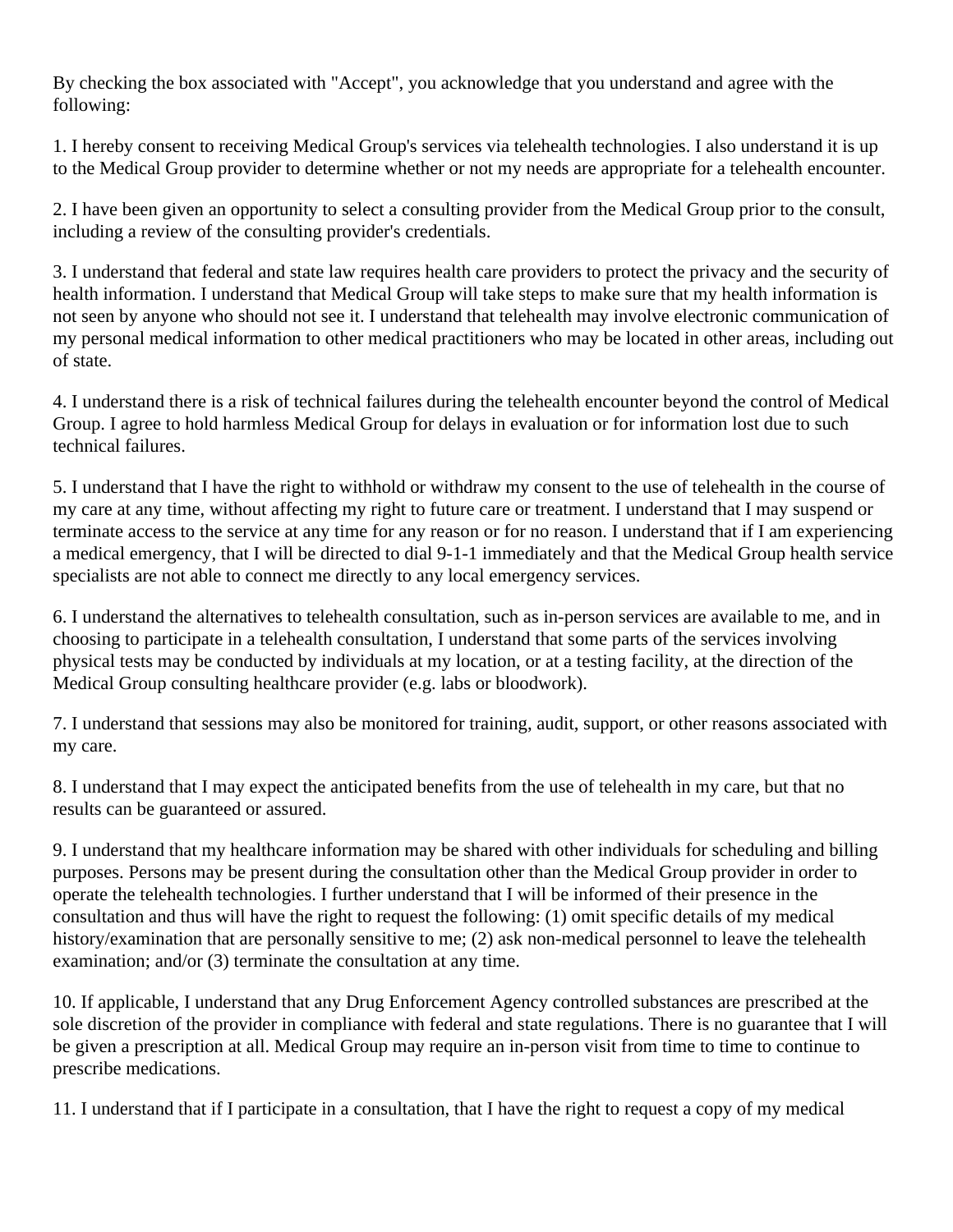By checking the box associated with "Accept", you acknowledge that you understand and agree with the following:

1. I hereby consent to receiving Medical Group's services via telehealth technologies. I also understand it is up to the Medical Group provider to determine whether or not my needs are appropriate for a telehealth encounter.

2. I have been given an opportunity to select a consulting provider from the Medical Group prior to the consult, including a review of the consulting provider's credentials.

3. I understand that federal and state law requires health care providers to protect the privacy and the security of health information. I understand that Medical Group will take steps to make sure that my health information is not seen by anyone who should not see it. I understand that telehealth may involve electronic communication of my personal medical information to other medical practitioners who may be located in other areas, including out of state.

4. I understand there is a risk of technical failures during the telehealth encounter beyond the control of Medical Group. I agree to hold harmless Medical Group for delays in evaluation or for information lost due to such technical failures.

5. I understand that I have the right to withhold or withdraw my consent to the use of telehealth in the course of my care at any time, without affecting my right to future care or treatment. I understand that I may suspend or terminate access to the service at any time for any reason or for no reason. I understand that if I am experiencing a medical emergency, that I will be directed to dial 9-1-1 immediately and that the Medical Group health service specialists are not able to connect me directly to any local emergency services.

6. I understand the alternatives to telehealth consultation, such as in-person services are available to me, and in choosing to participate in a telehealth consultation, I understand that some parts of the services involving physical tests may be conducted by individuals at my location, or at a testing facility, at the direction of the Medical Group consulting healthcare provider (e.g. labs or bloodwork).

7. I understand that sessions may also be monitored for training, audit, support, or other reasons associated with my care.

8. I understand that I may expect the anticipated benefits from the use of telehealth in my care, but that no results can be guaranteed or assured.

9. I understand that my healthcare information may be shared with other individuals for scheduling and billing purposes. Persons may be present during the consultation other than the Medical Group provider in order to operate the telehealth technologies. I further understand that I will be informed of their presence in the consultation and thus will have the right to request the following: (1) omit specific details of my medical history/examination that are personally sensitive to me; (2) ask non-medical personnel to leave the telehealth examination; and/or (3) terminate the consultation at any time.

10. If applicable, I understand that any Drug Enforcement Agency controlled substances are prescribed at the sole discretion of the provider in compliance with federal and state regulations. There is no guarantee that I will be given a prescription at all. Medical Group may require an in-person visit from time to time to continue to prescribe medications.

11. I understand that if I participate in a consultation, that I have the right to request a copy of my medical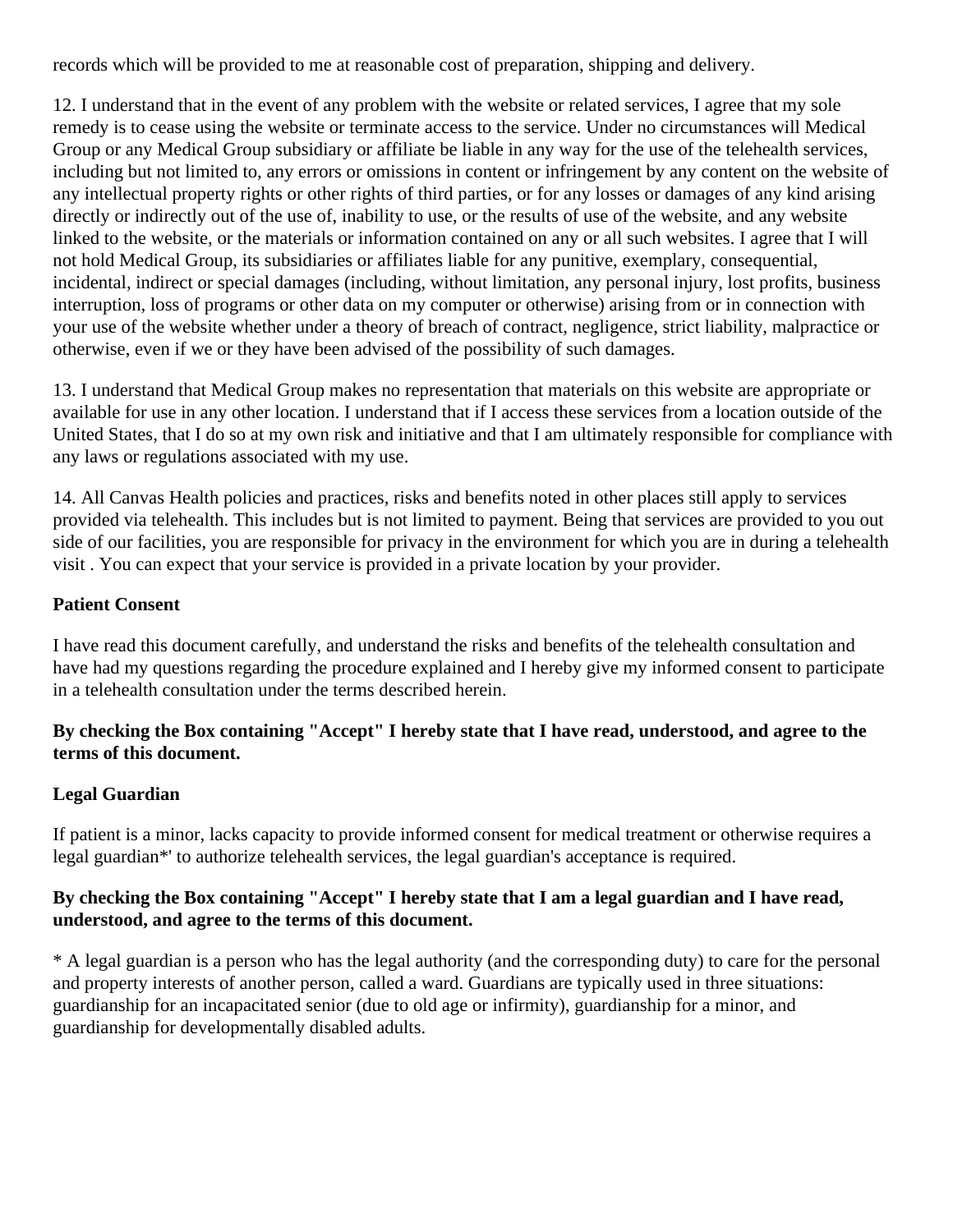records which will be provided to me at reasonable cost of preparation, shipping and delivery.

12. I understand that in the event of any problem with the website or related services, I agree that my sole remedy is to cease using the website or terminate access to the service. Under no circumstances will Medical Group or any Medical Group subsidiary or affiliate be liable in any way for the use of the telehealth services, including but not limited to, any errors or omissions in content or infringement by any content on the website of any intellectual property rights or other rights of third parties, or for any losses or damages of any kind arising directly or indirectly out of the use of, inability to use, or the results of use of the website, and any website linked to the website, or the materials or information contained on any or all such websites. I agree that I will not hold Medical Group, its subsidiaries or affiliates liable for any punitive, exemplary, consequential, incidental, indirect or special damages (including, without limitation, any personal injury, lost profits, business interruption, loss of programs or other data on my computer or otherwise) arising from or in connection with your use of the website whether under a theory of breach of contract, negligence, strict liability, malpractice or otherwise, even if we or they have been advised of the possibility of such damages.

13. I understand that Medical Group makes no representation that materials on this website are appropriate or available for use in any other location. I understand that if I access these services from a location outside of the United States, that I do so at my own risk and initiative and that I am ultimately responsible for compliance with any laws or regulations associated with my use.

14. All Canvas Health policies and practices, risks and benefits noted in other places still apply to services provided via telehealth. This includes but is not limited to payment. Being that services are provided to you out side of our facilities, you are responsible for privacy in the environment for which you are in during a telehealth visit . You can expect that your service is provided in a private location by your provider.

**Patient Consent**

I have read this document carefully, and understand the risks and benefits of the telehealth consultation and have had my questions regarding the procedure explained and I hereby give my informed consent to participate in a telehealth consultation under the terms described herein.

**By checking the Box containing "Accept" I hereby state that I have read, understood, and agree to the terms of this document.**

**Legal Guardian**

If patient is a minor, lacks capacity to provide informed consent for medical treatment or otherwise requires a legal guardian*' to authorize telehealth services, the legal guardian's acceptance is required.

**By checking the Box containing "Accept" I hereby state that I am a legal guardian and I have read, understood, and agree to the terms of this document.**

* A legal guardian is a person who has the legal authority (and the corresponding duty) to care for the personal and property interests of another person, called a ward. Guardians are typically used in three situations: guardianship for an incapacitated senior (due to old age or infirmity), guardianship for a minor, and guardianship for developmentally disabled adults.